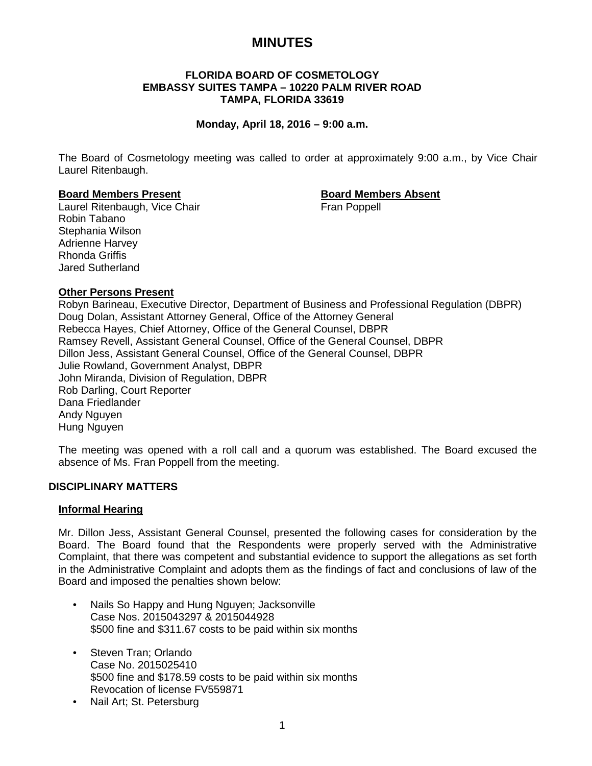# MINUTES

**FLORIDA BOARD OF COSMETOLOGY**
**EMBASSY SUITES TAMPA – 10220 PALM RIVER ROAD**
**TAMPA, FLORIDA 33619**

**Monday, April 18, 2016 – 9:00 a.m.**

The Board of Cosmetology meeting was called to order at approximately 9:00 a.m., by Vice Chair Laurel Ritenbaugh.

**Board Members Present**

Laurel Ritenbaugh, Vice Chair
Robin Tabano
Stephania Wilson
Adrienne Harvey
Rhonda Griffis
Jared Sutherland

**Board Members Absent**

Fran Poppell

**Other Persons Present**

Robyn Barineau, Executive Director, Department of Business and Professional Regulation (DBPR)
Doug Dolan, Assistant Attorney General, Office of the Attorney General
Rebecca Hayes, Chief Attorney, Office of the General Counsel, DBPR
Ramsey Revell, Assistant General Counsel, Office of the General Counsel, DBPR
Dillon Jess, Assistant General Counsel, Office of the General Counsel, DBPR
Julie Rowland, Government Analyst, DBPR
John Miranda, Division of Regulation, DBPR
Rob Darling, Court Reporter
Dana Friedlander
Andy Nguyen
Hung Nguyen

The meeting was opened with a roll call and a quorum was established. The Board excused the absence of Ms. Fran Poppell from the meeting.

## DISCIPLINARY MATTERS

### Informal Hearing

Mr. Dillon Jess, Assistant General Counsel, presented the following cases for consideration by the Board. The Board found that the Respondents were properly served with the Administrative Complaint, that there was competent and substantial evidence to support the allegations as set forth in the Administrative Complaint and adopts them as the findings of fact and conclusions of law of the Board and imposed the penalties shown below:

- Nails So Happy and Hung Nguyen; Jacksonville
  Case Nos. 2015043297 & 2015044928
  $500 fine and $311.67 costs to be paid within six months

- Steven Tran; Orlando
  Case No. 2015025410
  $500 fine and $178.59 costs to be paid within six months
  Revocation of license FV559871
- Nail Art; St. Petersburg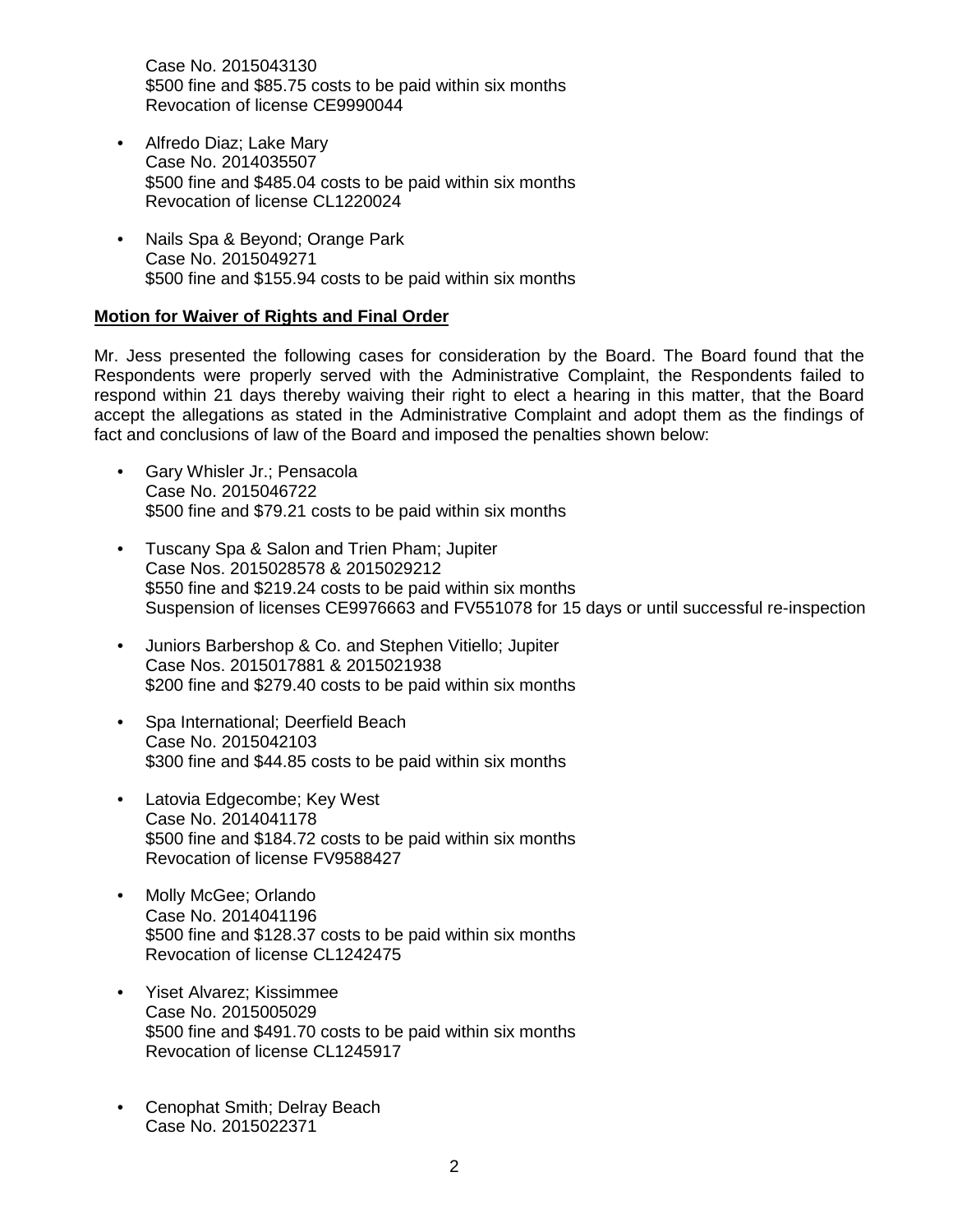Case No. 2015043130
$500 fine and $85.75 costs to be paid within six months
Revocation of license CE9990044

- Alfredo Diaz; Lake Mary
  Case No. 2014035507
  $500 fine and $485.04 costs to be paid within six months
  Revocation of license CL1220024

- Nails Spa & Beyond; Orange Park
  Case No. 2015049271
  $500 fine and $155.94 costs to be paid within six months

**Motion for Waiver of Rights and Final Order**

Mr. Jess presented the following cases for consideration by the Board. The Board found that the Respondents were properly served with the Administrative Complaint, the Respondents failed to respond within 21 days thereby waiving their right to elect a hearing in this matter, that the Board accept the allegations as stated in the Administrative Complaint and adopt them as the findings of fact and conclusions of law of the Board and imposed the penalties shown below:

- Gary Whisler Jr.; Pensacola
  Case No. 2015046722
  $500 fine and $79.21 costs to be paid within six months

- Tuscany Spa & Salon and Trien Pham; Jupiter
  Case Nos. 2015028578 & 2015029212
  $550 fine and $219.24 costs to be paid within six months
  Suspension of licenses CE9976663 and FV551078 for 15 days or until successful re-inspection

- Juniors Barbershop & Co. and Stephen Vitiello; Jupiter
  Case Nos. 2015017881 & 2015021938
  $200 fine and $279.40 costs to be paid within six months

- Spa International; Deerfield Beach
  Case No. 2015042103
  $300 fine and $44.85 costs to be paid within six months

- Latovia Edgecombe; Key West
  Case No. 2014041178
  $500 fine and $184.72 costs to be paid within six months
  Revocation of license FV9588427

- Molly McGee; Orlando
  Case No. 2014041196
  $500 fine and $128.37 costs to be paid within six months
  Revocation of license CL1242475

- Yiset Alvarez; Kissimmee
  Case No. 2015005029
  $500 fine and $491.70 costs to be paid within six months
  Revocation of license CL1245917

- Cenophat Smith; Delray Beach
  Case No. 2015022371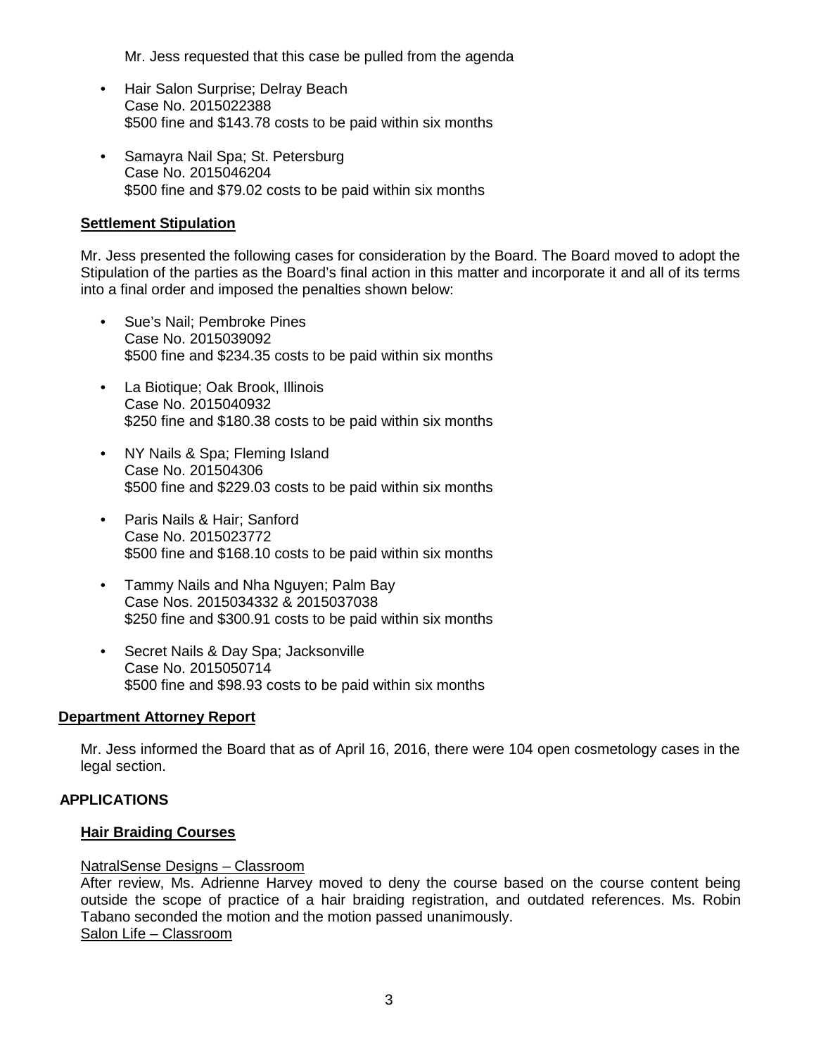Mr. Jess requested that this case be pulled from the agenda

- Hair Salon Surprise; Delray Beach
  Case No. 2015022388
  $500 fine and $143.78 costs to be paid within six months

- Samayra Nail Spa; St. Petersburg
  Case No. 2015046204
  $500 fine and $79.02 costs to be paid within six months

**Settlement Stipulation**

Mr. Jess presented the following cases for consideration by the Board. The Board moved to adopt the Stipulation of the parties as the Board's final action in this matter and incorporate it and all of its terms into a final order and imposed the penalties shown below:

- Sue's Nail; Pembroke Pines
  Case No. 2015039092
  $500 fine and $234.35 costs to be paid within six months

- La Biotique; Oak Brook, Illinois
  Case No. 2015040932
  $250 fine and $180.38 costs to be paid within six months

- NY Nails & Spa; Fleming Island
  Case No. 201504306
  $500 fine and $229.03 costs to be paid within six months

- Paris Nails & Hair; Sanford
  Case No. 2015023772
  $500 fine and $168.10 costs to be paid within six months

- Tammy Nails and Nha Nguyen; Palm Bay
  Case Nos. 2015034332 & 2015037038
  $250 fine and $300.91 costs to be paid within six months

- Secret Nails & Day Spa; Jacksonville
  Case No. 2015050714
  $500 fine and $98.93 costs to be paid within six months

**Department Attorney Report**

Mr. Jess informed the Board that as of April 16, 2016, there were 104 open cosmetology cases in the legal section.

**APPLICATIONS**

**Hair Braiding Courses**

NatralSense Designs – Classroom

After review, Ms. Adrienne Harvey moved to deny the course based on the course content being outside the scope of practice of a hair braiding registration, and outdated references. Ms. Robin Tabano seconded the motion and the motion passed unanimously.

Salon Life – Classroom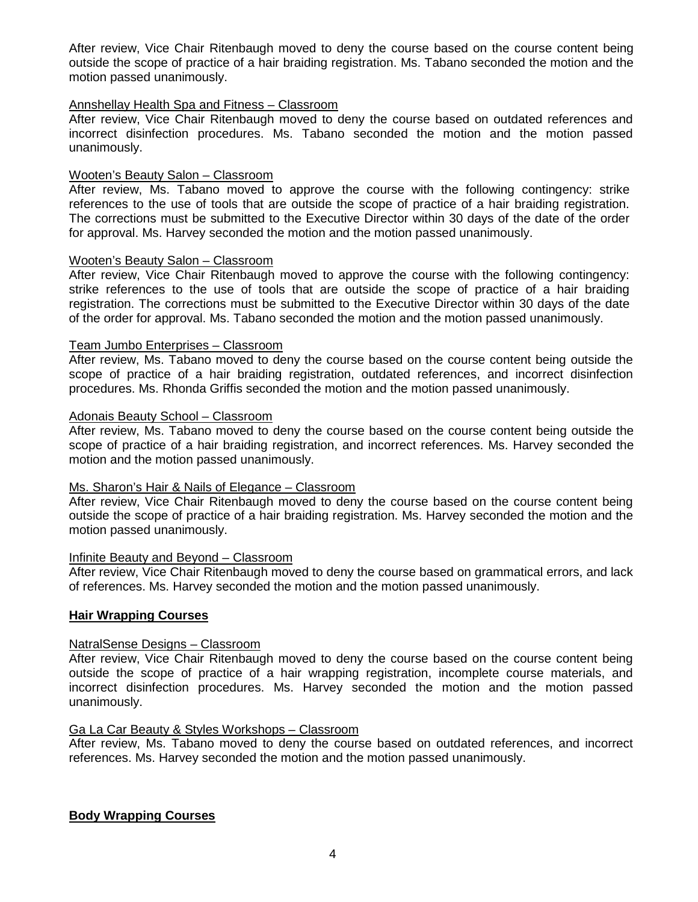After review, Vice Chair Ritenbaugh moved to deny the course based on the course content being outside the scope of practice of a hair braiding registration. Ms. Tabano seconded the motion and the motion passed unanimously.

Annshellay Health Spa and Fitness – Classroom

After review, Vice Chair Ritenbaugh moved to deny the course based on outdated references and incorrect disinfection procedures. Ms. Tabano seconded the motion and the motion passed unanimously.

Wooten's Beauty Salon – Classroom

After review, Ms. Tabano moved to approve the course with the following contingency: strike references to the use of tools that are outside the scope of practice of a hair braiding registration. The corrections must be submitted to the Executive Director within 30 days of the date of the order for approval. Ms. Harvey seconded the motion and the motion passed unanimously.

Wooten's Beauty Salon – Classroom

After review, Vice Chair Ritenbaugh moved to approve the course with the following contingency: strike references to the use of tools that are outside the scope of practice of a hair braiding registration. The corrections must be submitted to the Executive Director within 30 days of the date of the order for approval. Ms. Tabano seconded the motion and the motion passed unanimously.

Team Jumbo Enterprises – Classroom

After review, Ms. Tabano moved to deny the course based on the course content being outside the scope of practice of a hair braiding registration, outdated references, and incorrect disinfection procedures. Ms. Rhonda Griffis seconded the motion and the motion passed unanimously.

Adonais Beauty School – Classroom

After review, Ms. Tabano moved to deny the course based on the course content being outside the scope of practice of a hair braiding registration, and incorrect references. Ms. Harvey seconded the motion and the motion passed unanimously.

Ms. Sharon's Hair & Nails of Elegance – Classroom

After review, Vice Chair Ritenbaugh moved to deny the course based on the course content being outside the scope of practice of a hair braiding registration. Ms. Harvey seconded the motion and the motion passed unanimously.

Infinite Beauty and Beyond – Classroom

After review, Vice Chair Ritenbaugh moved to deny the course based on grammatical errors, and lack of references. Ms. Harvey seconded the motion and the motion passed unanimously.

**Hair Wrapping Courses**

NatralSense Designs – Classroom

After review, Vice Chair Ritenbaugh moved to deny the course based on the course content being outside the scope of practice of a hair wrapping registration, incomplete course materials, and incorrect disinfection procedures. Ms. Harvey seconded the motion and the motion passed unanimously.

Ga La Car Beauty & Styles Workshops – Classroom

After review, Ms. Tabano moved to deny the course based on outdated references, and incorrect references. Ms. Harvey seconded the motion and the motion passed unanimously.

**Body Wrapping Courses**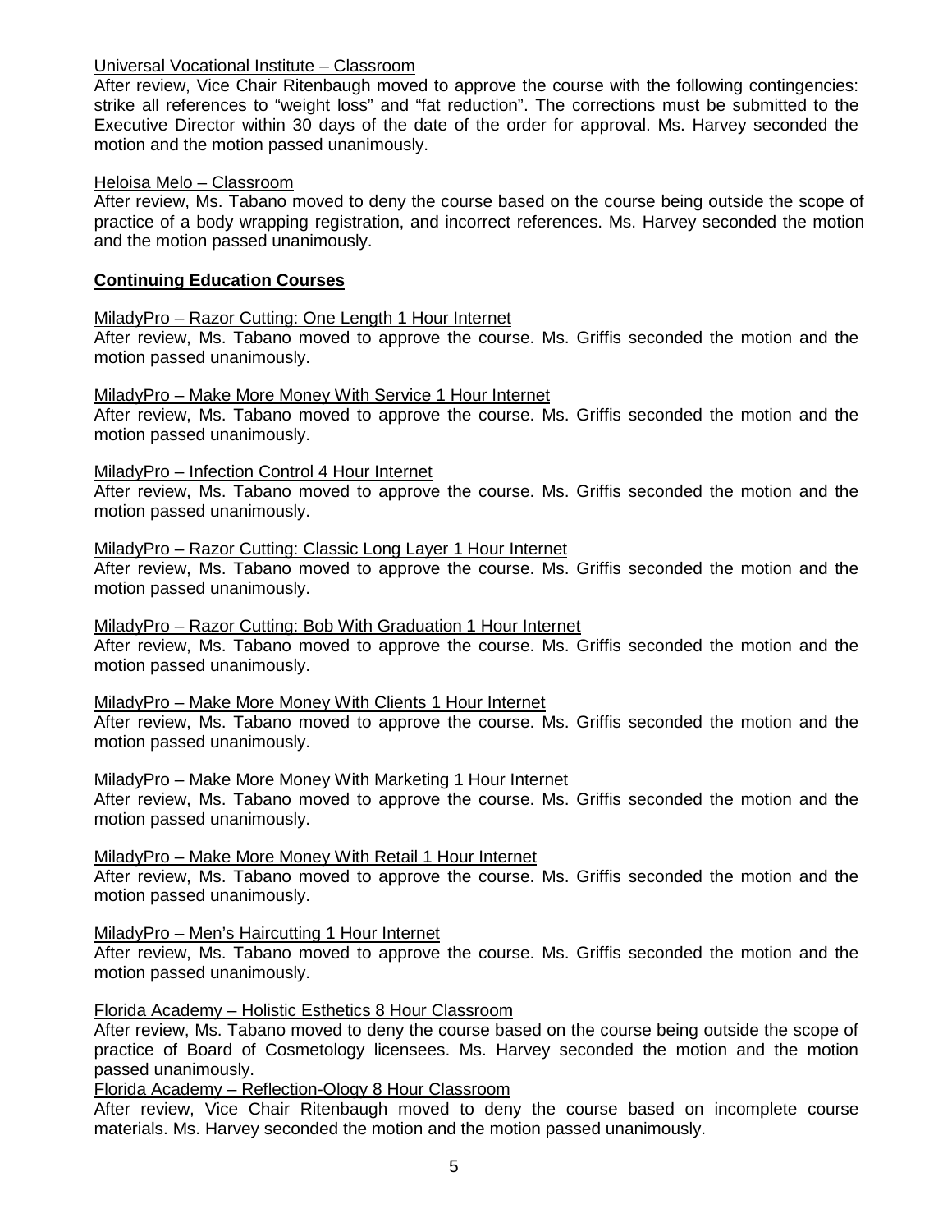Universal Vocational Institute – Classroom

After review, Vice Chair Ritenbaugh moved to approve the course with the following contingencies: strike all references to "weight loss" and "fat reduction". The corrections must be submitted to the Executive Director within 30 days of the date of the order for approval. Ms. Harvey seconded the motion and the motion passed unanimously.

Heloisa Melo – Classroom

After review, Ms. Tabano moved to deny the course based on the course being outside the scope of practice of a body wrapping registration, and incorrect references. Ms. Harvey seconded the motion and the motion passed unanimously.

**Continuing Education Courses**

MiladyPro – Razor Cutting: One Length 1 Hour Internet

After review, Ms. Tabano moved to approve the course. Ms. Griffis seconded the motion and the motion passed unanimously.

MiladyPro – Make More Money With Service 1 Hour Internet

After review, Ms. Tabano moved to approve the course. Ms. Griffis seconded the motion and the motion passed unanimously.

MiladyPro – Infection Control 4 Hour Internet

After review, Ms. Tabano moved to approve the course. Ms. Griffis seconded the motion and the motion passed unanimously.

MiladyPro – Razor Cutting: Classic Long Layer 1 Hour Internet

After review, Ms. Tabano moved to approve the course. Ms. Griffis seconded the motion and the motion passed unanimously.

MiladyPro – Razor Cutting: Bob With Graduation 1 Hour Internet

After review, Ms. Tabano moved to approve the course. Ms. Griffis seconded the motion and the motion passed unanimously.

MiladyPro – Make More Money With Clients 1 Hour Internet

After review, Ms. Tabano moved to approve the course. Ms. Griffis seconded the motion and the motion passed unanimously.

MiladyPro – Make More Money With Marketing 1 Hour Internet

After review, Ms. Tabano moved to approve the course. Ms. Griffis seconded the motion and the motion passed unanimously.

MiladyPro – Make More Money With Retail 1 Hour Internet

After review, Ms. Tabano moved to approve the course. Ms. Griffis seconded the motion and the motion passed unanimously.

MiladyPro – Men's Haircutting 1 Hour Internet

After review, Ms. Tabano moved to approve the course. Ms. Griffis seconded the motion and the motion passed unanimously.

Florida Academy – Holistic Esthetics 8 Hour Classroom

After review, Ms. Tabano moved to deny the course based on the course being outside the scope of practice of Board of Cosmetology licensees. Ms. Harvey seconded the motion and the motion passed unanimously.

Florida Academy – Reflection-Ology 8 Hour Classroom

After review, Vice Chair Ritenbaugh moved to deny the course based on incomplete course materials. Ms. Harvey seconded the motion and the motion passed unanimously.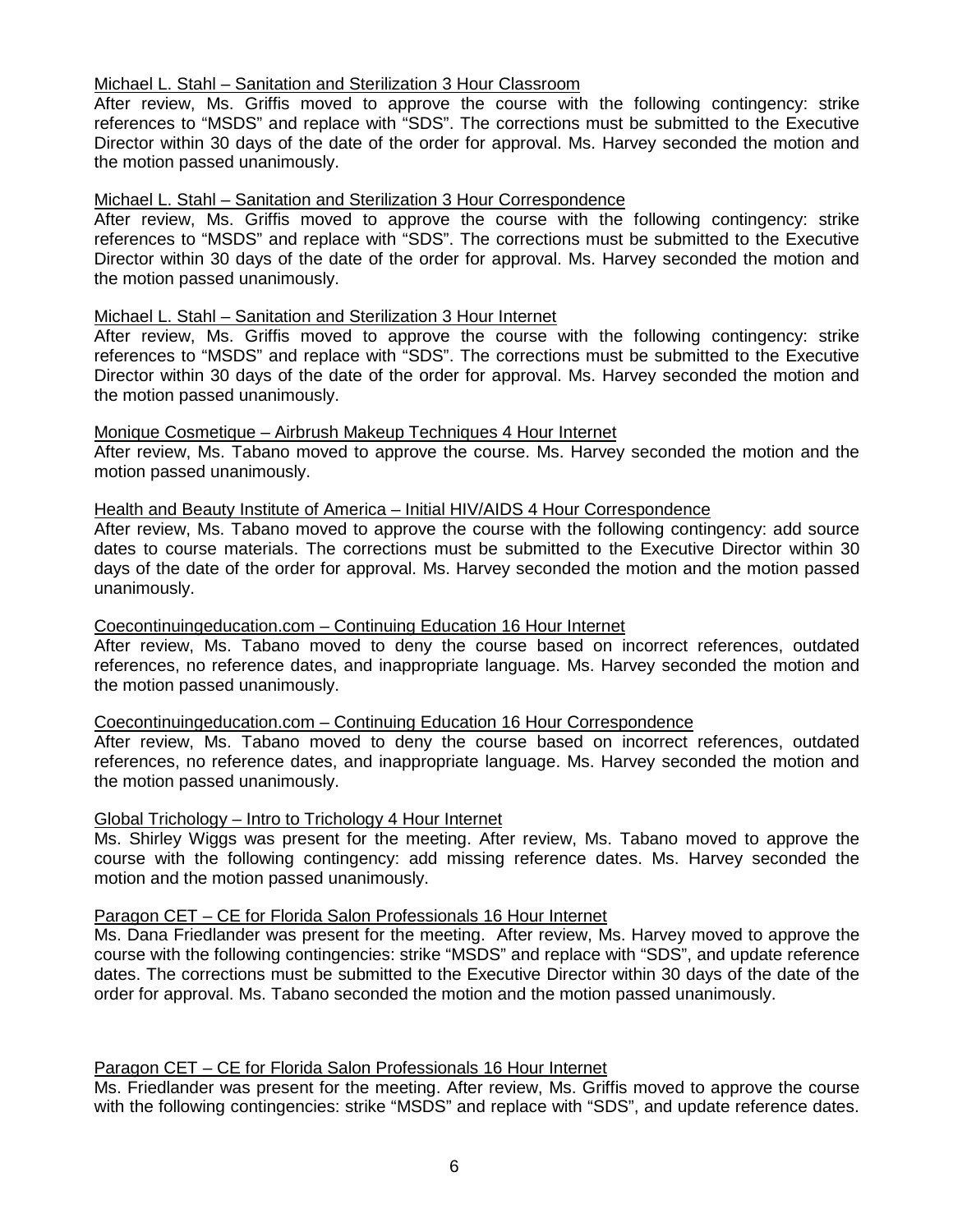<u>Michael L. Stahl – Sanitation and Sterilization 3 Hour Classroom</u>

After review, Ms. Griffis moved to approve the course with the following contingency: strike references to "MSDS" and replace with "SDS". The corrections must be submitted to the Executive Director within 30 days of the date of the order for approval. Ms. Harvey seconded the motion and the motion passed unanimously.

<u>Michael L. Stahl – Sanitation and Sterilization 3 Hour Correspondence</u>

After review, Ms. Griffis moved to approve the course with the following contingency: strike references to "MSDS" and replace with "SDS". The corrections must be submitted to the Executive Director within 30 days of the date of the order for approval. Ms. Harvey seconded the motion and the motion passed unanimously.

<u>Michael L. Stahl – Sanitation and Sterilization 3 Hour Internet</u>

After review, Ms. Griffis moved to approve the course with the following contingency: strike references to "MSDS" and replace with "SDS". The corrections must be submitted to the Executive Director within 30 days of the date of the order for approval. Ms. Harvey seconded the motion and the motion passed unanimously.

<u>Monique Cosmetique – Airbrush Makeup Techniques 4 Hour Internet</u>

After review, Ms. Tabano moved to approve the course. Ms. Harvey seconded the motion and the motion passed unanimously.

<u>Health and Beauty Institute of America – Initial HIV/AIDS 4 Hour Correspondence</u>

After review, Ms. Tabano moved to approve the course with the following contingency: add source dates to course materials. The corrections must be submitted to the Executive Director within 30 days of the date of the order for approval. Ms. Harvey seconded the motion and the motion passed unanimously.

<u>Coecontinuingeducation.com – Continuing Education 16 Hour Internet</u>

After review, Ms. Tabano moved to deny the course based on incorrect references, outdated references, no reference dates, and inappropriate language. Ms. Harvey seconded the motion and the motion passed unanimously.

<u>Coecontinuingeducation.com – Continuing Education 16 Hour Correspondence</u>

After review, Ms. Tabano moved to deny the course based on incorrect references, outdated references, no reference dates, and inappropriate language. Ms. Harvey seconded the motion and the motion passed unanimously.

<u>Global Trichology – Intro to Trichology 4 Hour Internet</u>

Ms. Shirley Wiggs was present for the meeting. After review, Ms. Tabano moved to approve the course with the following contingency: add missing reference dates. Ms. Harvey seconded the motion and the motion passed unanimously.

<u>Paragon CET – CE for Florida Salon Professionals 16 Hour Internet</u>

Ms. Dana Friedlander was present for the meeting. After review, Ms. Harvey moved to approve the course with the following contingencies: strike "MSDS" and replace with "SDS", and update reference dates. The corrections must be submitted to the Executive Director within 30 days of the date of the order for approval. Ms. Tabano seconded the motion and the motion passed unanimously.

<u>Paragon CET – CE for Florida Salon Professionals 16 Hour Internet</u>

Ms. Friedlander was present for the meeting. After review, Ms. Griffis moved to approve the course with the following contingencies: strike "MSDS" and replace with "SDS", and update reference dates.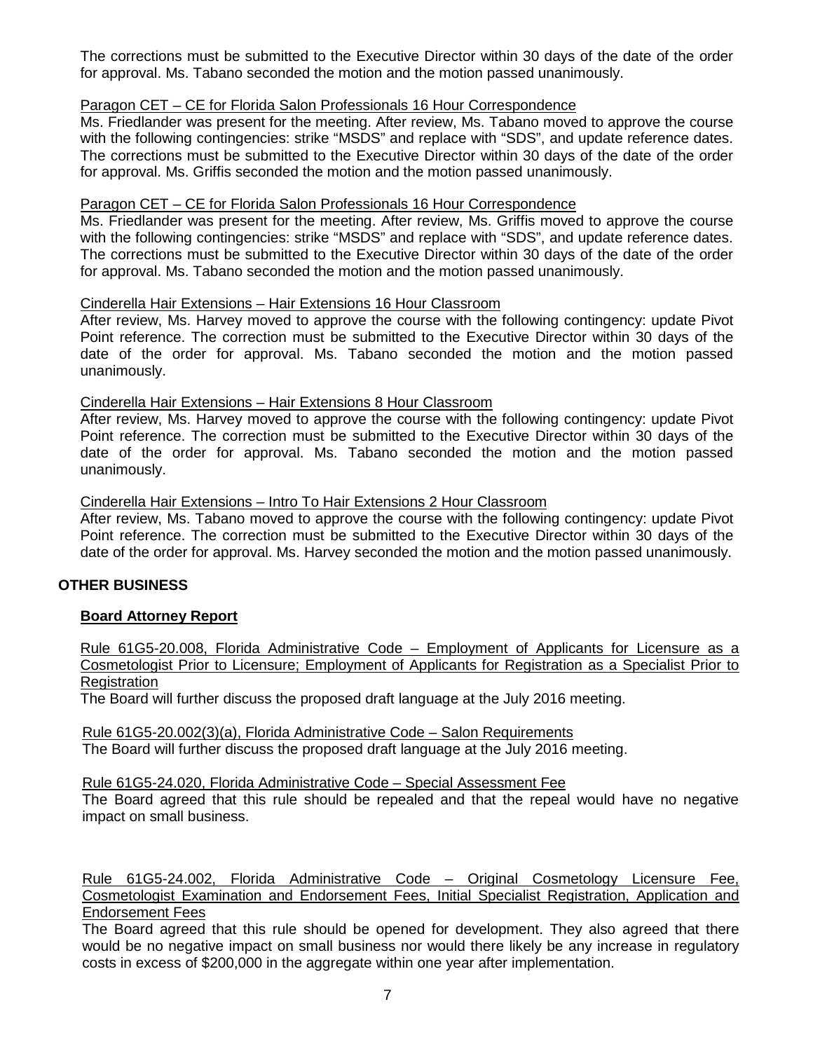The corrections must be submitted to the Executive Director within 30 days of the date of the order for approval. Ms. Tabano seconded the motion and the motion passed unanimously.

Paragon CET – CE for Florida Salon Professionals 16 Hour Correspondence

Ms. Friedlander was present for the meeting. After review, Ms. Tabano moved to approve the course with the following contingencies: strike "MSDS" and replace with "SDS", and update reference dates. The corrections must be submitted to the Executive Director within 30 days of the date of the order for approval. Ms. Griffis seconded the motion and the motion passed unanimously.

Paragon CET – CE for Florida Salon Professionals 16 Hour Correspondence

Ms. Friedlander was present for the meeting. After review, Ms. Griffis moved to approve the course with the following contingencies: strike "MSDS" and replace with "SDS", and update reference dates. The corrections must be submitted to the Executive Director within 30 days of the date of the order for approval. Ms. Tabano seconded the motion and the motion passed unanimously.

Cinderella Hair Extensions – Hair Extensions 16 Hour Classroom

After review, Ms. Harvey moved to approve the course with the following contingency: update Pivot Point reference. The correction must be submitted to the Executive Director within 30 days of the date of the order for approval. Ms. Tabano seconded the motion and the motion passed unanimously.

Cinderella Hair Extensions – Hair Extensions 8 Hour Classroom

After review, Ms. Harvey moved to approve the course with the following contingency: update Pivot Point reference. The correction must be submitted to the Executive Director within 30 days of the date of the order for approval. Ms. Tabano seconded the motion and the motion passed unanimously.

Cinderella Hair Extensions – Intro To Hair Extensions 2 Hour Classroom

After review, Ms. Tabano moved to approve the course with the following contingency: update Pivot Point reference. The correction must be submitted to the Executive Director within 30 days of the date of the order for approval. Ms. Harvey seconded the motion and the motion passed unanimously.

## OTHER BUSINESS

### Board Attorney Report

Rule 61G5-20.008, Florida Administrative Code – Employment of Applicants for Licensure as a Cosmetologist Prior to Licensure; Employment of Applicants for Registration as a Specialist Prior to Registration

The Board will further discuss the proposed draft language at the July 2016 meeting.

Rule 61G5-20.002(3)(a), Florida Administrative Code – Salon Requirements

The Board will further discuss the proposed draft language at the July 2016 meeting.

Rule 61G5-24.020, Florida Administrative Code – Special Assessment Fee

The Board agreed that this rule should be repealed and that the repeal would have no negative impact on small business.

Rule 61G5-24.002, Florida Administrative Code – Original Cosmetology Licensure Fee, Cosmetologist Examination and Endorsement Fees, Initial Specialist Registration, Application and Endorsement Fees

The Board agreed that this rule should be opened for development. They also agreed that there would be no negative impact on small business nor would there likely be any increase in regulatory costs in excess of $200,000 in the aggregate within one year after implementation.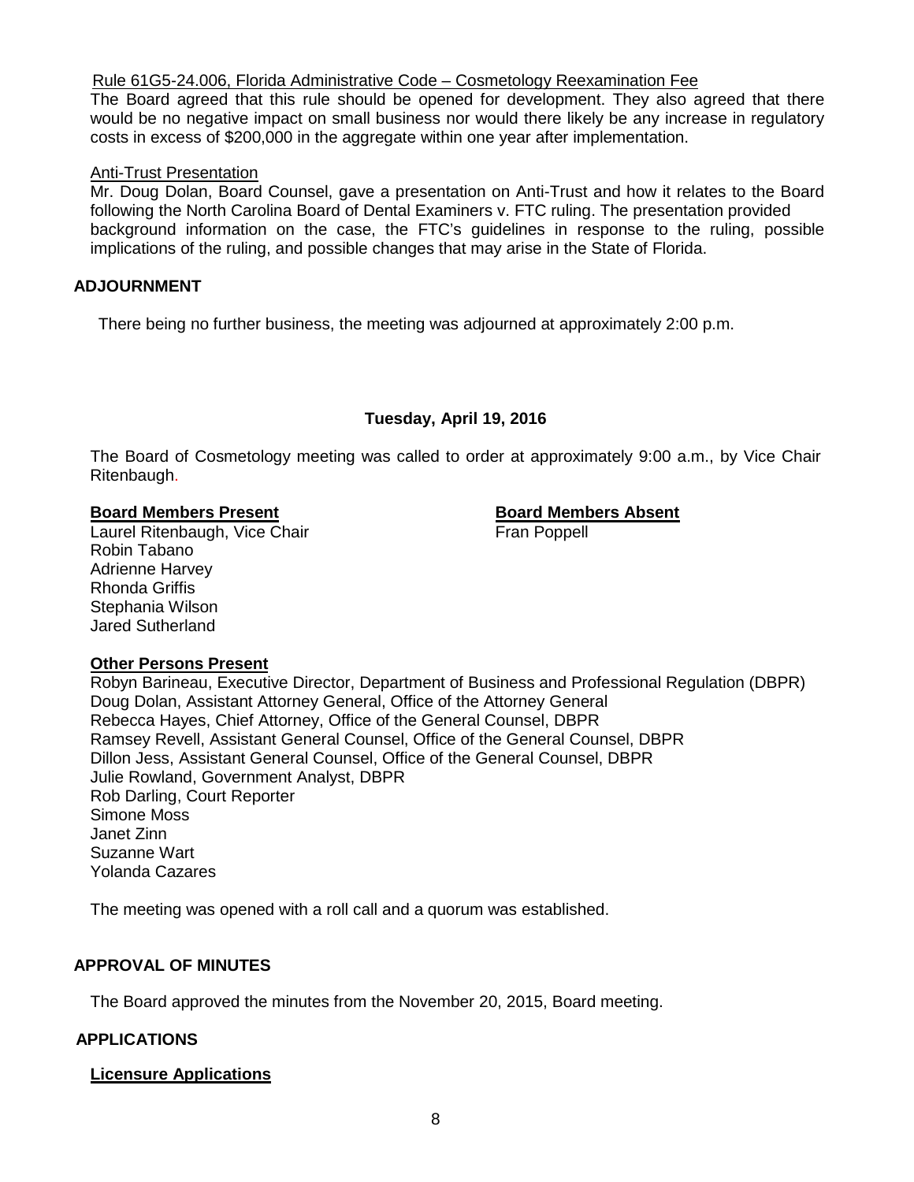Rule 61G5-24.006, Florida Administrative Code – Cosmetology Reexamination Fee

The Board agreed that this rule should be opened for development. They also agreed that there would be no negative impact on small business nor would there likely be any increase in regulatory costs in excess of $200,000 in the aggregate within one year after implementation.

Anti-Trust Presentation

Mr. Doug Dolan, Board Counsel, gave a presentation on Anti-Trust and how it relates to the Board following the North Carolina Board of Dental Examiners v. FTC ruling. The presentation provided background information on the case, the FTC's guidelines in response to the ruling, possible implications of the ruling, and possible changes that may arise in the State of Florida.

## ADJOURNMENT

There being no further business, the meeting was adjourned at approximately 2:00 p.m.

## Tuesday, April 19, 2016

The Board of Cosmetology meeting was called to order at approximately 9:00 a.m., by Vice Chair Ritenbaugh.

| **Board Members Present** | **Board Members Absent** |
| --- | --- |
| Laurel Ritenbaugh, Vice Chair | Fran Poppell |
| Robin Tabano | |
| Adrienne Harvey | |
| Rhonda Griffis | |
| Stephania Wilson | |
| Jared Sutherland | |

**Other Persons Present**

Robyn Barineau, Executive Director, Department of Business and Professional Regulation (DBPR)
Doug Dolan, Assistant Attorney General, Office of the Attorney General
Rebecca Hayes, Chief Attorney, Office of the General Counsel, DBPR
Ramsey Revell, Assistant General Counsel, Office of the General Counsel, DBPR
Dillon Jess, Assistant General Counsel, Office of the General Counsel, DBPR
Julie Rowland, Government Analyst, DBPR
Rob Darling, Court Reporter
Simone Moss
Janet Zinn
Suzanne Wart
Yolanda Cazares

The meeting was opened with a roll call and a quorum was established.

## APPROVAL OF MINUTES

The Board approved the minutes from the November 20, 2015, Board meeting.

## APPLICATIONS

**Licensure Applications**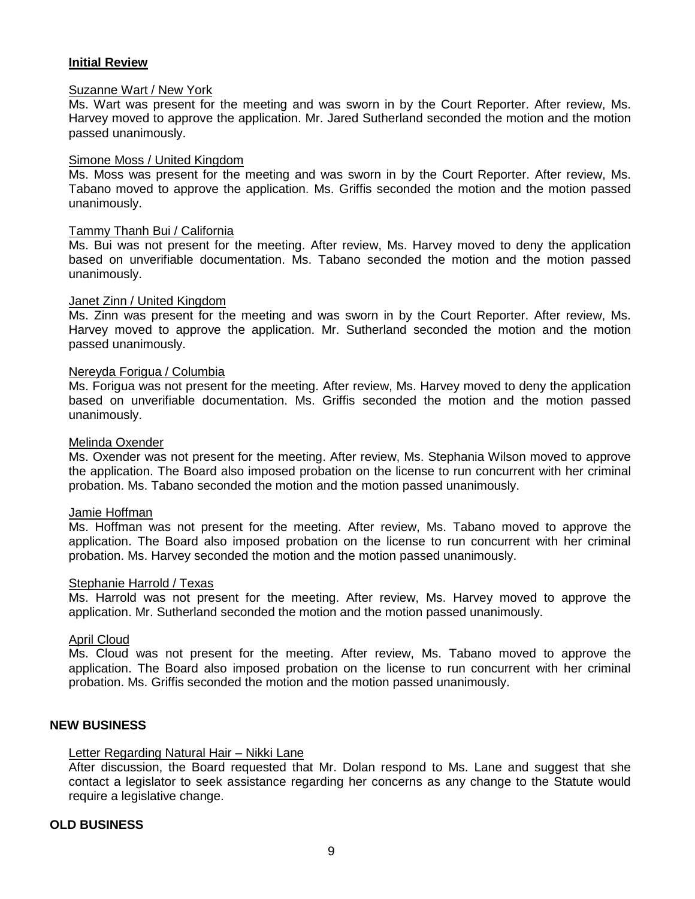**Initial Review**

Suzanne Wart / New York

Ms. Wart was present for the meeting and was sworn in by the Court Reporter. After review, Ms. Harvey moved to approve the application. Mr. Jared Sutherland seconded the motion and the motion passed unanimously.

Simone Moss / United Kingdom

Ms. Moss was present for the meeting and was sworn in by the Court Reporter. After review, Ms. Tabano moved to approve the application. Ms. Griffis seconded the motion and the motion passed unanimously.

Tammy Thanh Bui / California

Ms. Bui was not present for the meeting. After review, Ms. Harvey moved to deny the application based on unverifiable documentation. Ms. Tabano seconded the motion and the motion passed unanimously.

Janet Zinn / United Kingdom

Ms. Zinn was present for the meeting and was sworn in by the Court Reporter. After review, Ms. Harvey moved to approve the application. Mr. Sutherland seconded the motion and the motion passed unanimously.

Nereyda Forigua / Columbia

Ms. Forigua was not present for the meeting. After review, Ms. Harvey moved to deny the application based on unverifiable documentation. Ms. Griffis seconded the motion and the motion passed unanimously.

Melinda Oxender

Ms. Oxender was not present for the meeting. After review, Ms. Stephania Wilson moved to approve the application. The Board also imposed probation on the license to run concurrent with her criminal probation. Ms. Tabano seconded the motion and the motion passed unanimously.

Jamie Hoffman

Ms. Hoffman was not present for the meeting. After review, Ms. Tabano moved to approve the application. The Board also imposed probation on the license to run concurrent with her criminal probation. Ms. Harvey seconded the motion and the motion passed unanimously.

Stephanie Harrold / Texas

Ms. Harrold was not present for the meeting. After review, Ms. Harvey moved to approve the application. Mr. Sutherland seconded the motion and the motion passed unanimously.

April Cloud

Ms. Cloud was not present for the meeting. After review, Ms. Tabano moved to approve the application. The Board also imposed probation on the license to run concurrent with her criminal probation. Ms. Griffis seconded the motion and the motion passed unanimously.

**NEW BUSINESS**

Letter Regarding Natural Hair – Nikki Lane

After discussion, the Board requested that Mr. Dolan respond to Ms. Lane and suggest that she contact a legislator to seek assistance regarding her concerns as any change to the Statute would require a legislative change.

**OLD BUSINESS**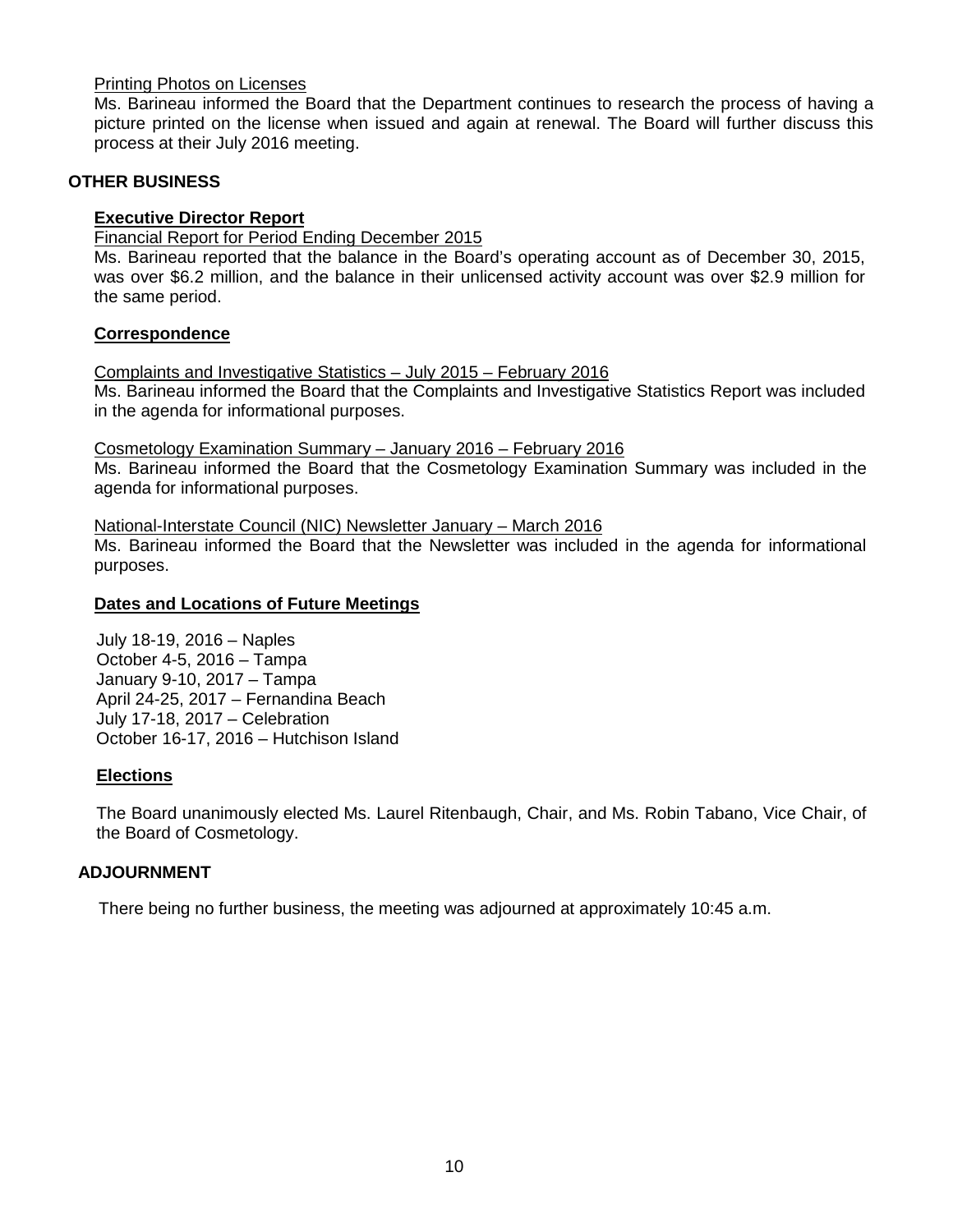Printing Photos on Licenses

Ms. Barineau informed the Board that the Department continues to research the process of having a picture printed on the license when issued and again at renewal. The Board will further discuss this process at their July 2016 meeting.

## OTHER BUSINESS

### Executive Director Report

Financial Report for Period Ending December 2015

Ms. Barineau reported that the balance in the Board's operating account as of December 30, 2015, was over $6.2 million, and the balance in their unlicensed activity account was over $2.9 million for the same period.

### Correspondence

Complaints and Investigative Statistics – July 2015 – February 2016

Ms. Barineau informed the Board that the Complaints and Investigative Statistics Report was included in the agenda for informational purposes.

Cosmetology Examination Summary – January 2016 – February 2016

Ms. Barineau informed the Board that the Cosmetology Examination Summary was included in the agenda for informational purposes.

National-Interstate Council (NIC) Newsletter January – March 2016

Ms. Barineau informed the Board that the Newsletter was included in the agenda for informational purposes.

### Dates and Locations of Future Meetings

July 18-19, 2016 – Naples
October 4-5, 2016 – Tampa
January 9-10, 2017 – Tampa
April 24-25, 2017 – Fernandina Beach
July 17-18, 2017 – Celebration
October 16-17, 2016 – Hutchison Island

### Elections

The Board unanimously elected Ms. Laurel Ritenbaugh, Chair, and Ms. Robin Tabano, Vice Chair, of the Board of Cosmetology.

## ADJOURNMENT

There being no further business, the meeting was adjourned at approximately 10:45 a.m.